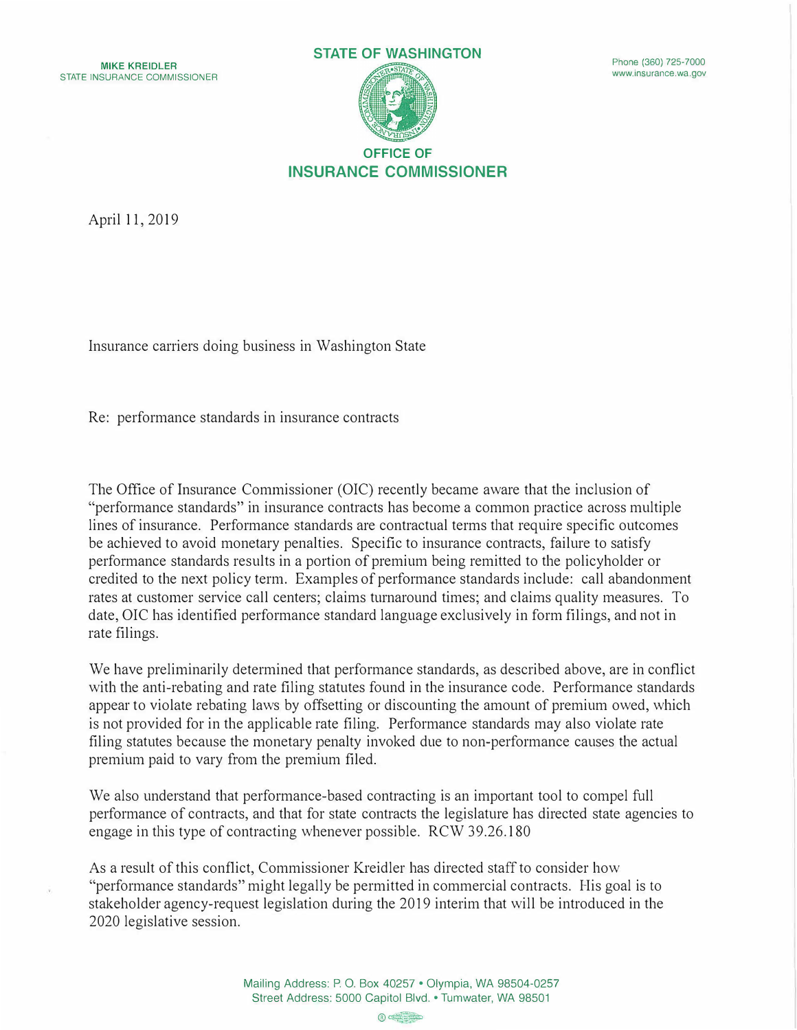MIKE KREIDLER
STATE INSURANCE COMMISSIONER

**STATE OF WASHINGTON**

**OFFICE OF INSURANCE COMMISSIONER**

Phone (360) 725-7000
www.insurance.wa.gov

April 11, 2019

Insurance carriers doing business in Washington State

Re: performance standards in insurance contracts

The Office of Insurance Commissioner (OIC) recently became aware that the inclusion of "performance standards" in insurance contracts has become a common practice across multiple lines of insurance. Performance standards are contractual terms that require specific outcomes be achieved to avoid monetary penalties. Specific to insurance contracts, failure to satisfy performance standards results in a portion of premium being remitted to the policyholder or credited to the next policy term. Examples of performance standards include: call abandonment rates at customer service call centers; claims turnaround times; and claims quality measures. To date, OIC has identified performance standard language exclusively in form filings, and not in rate filings.

We have preliminarily determined that performance standards, as described above, are in conflict with the anti-rebating and rate filing statutes found in the insurance code. Performance standards appear to violate rebating laws by offsetting or discounting the amount of premium owed, which is not provided for in the applicable rate filing. Performance standards may also violate rate filing statutes because the monetary penalty invoked due to non-performance causes the actual premium paid to vary from the premium filed.

We also understand that performance-based contracting is an important tool to compel full performance of contracts, and that for state contracts the legislature has directed state agencies to engage in this type of contracting whenever possible. RCW 39.26.180

As a result of this conflict, Commissioner Kreidler has directed staff to consider how "performance standards" might legally be permitted in commercial contracts. His goal is to stakeholder agency-request legislation during the 2019 interim that will be introduced in the 2020 legislative session.

Mailing Address: P. O. Box 40257 • Olympia, WA 98504-0257
Street Address: 5000 Capitol Blvd. • Tumwater, WA 98501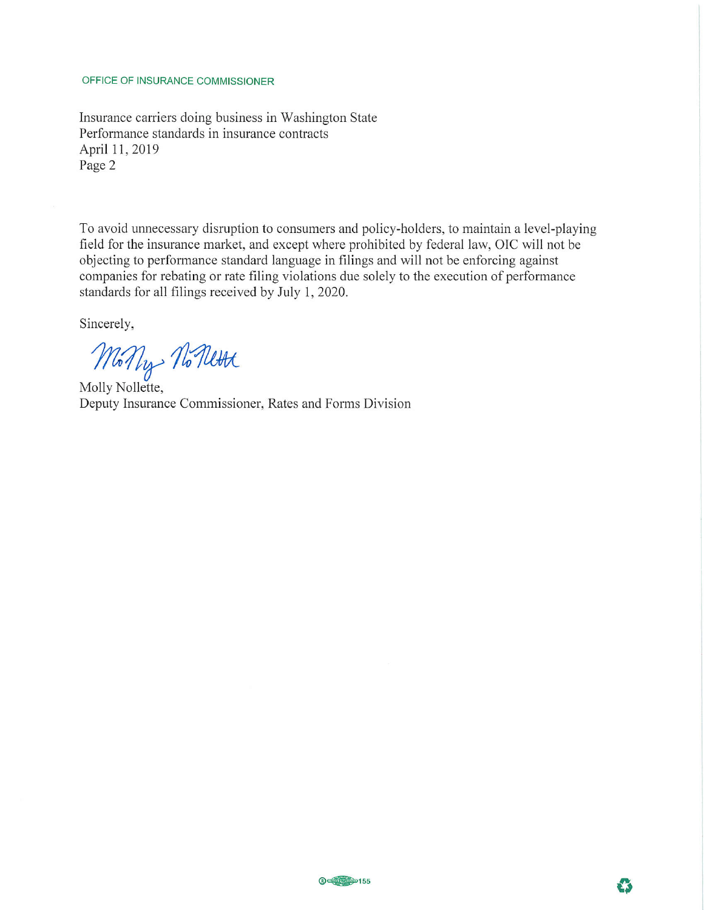To avoid unnecessary disruption to consumers and policy-holders, to maintain a level-playing field for the insurance market, and except where prohibited by federal law, OIC will not be objecting to performance standard language in filings and will not be enforcing against companies for rebating or rate filing violations due solely to the execution of performance standards for all filings received by July 1, 2020.

Sincerely,

Molly Nollette,
Deputy Insurance Commissioner, Rates and Forms Division